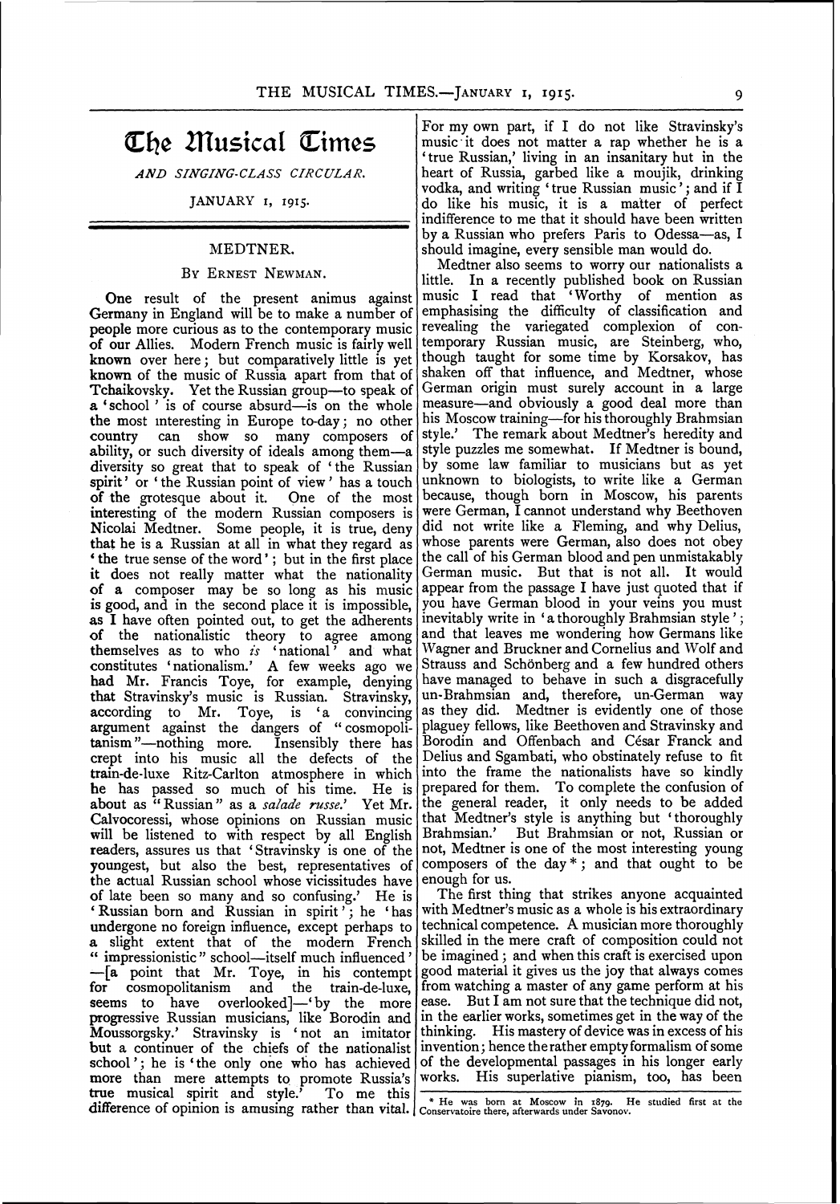# The Musical Times

*AND SINGING-CLASS CIRCULAR.*

JANUARY 1, 1915.

## MEDTNER.

### By Ernest Newman.

One result of the present animus against Germany in England will be to make a number of people more curious as to the contemporary music of our Allies. Modern French music is fairly well known over here; but comparatively little is yet known of the music of Russia apart from that of Tchaikovsky. Yet the Russian group—to speak of a 'school' is of course absurd—is on the whole the most interesting in Europe to-day; no other country can show so many composers of ability, or such diversity of ideals among them—a diversity so great that to speak of 'the Russian spirit' or 'the Russian point of view' has a touch of the grotesque about it. One of the most interesting of the modern Russian composers is Nicolai Medtner. Some people, it is true, deny that he is a Russian at all in what they regard as 'the true sense of the word'; but in the first place it does not really matter what the nationality of a composer may be so long as his music is good, and in the second place it is impossible, as I have often pointed out, to get the adherents of the nationalistic theory to agree among themselves as to who *is* 'national' and what constitutes 'nationalism.' A few weeks ago we had Mr. Francis Toye, for example, denying that Stravinsky's music is Russian. Stravinsky, according to Mr. Toye, is 'a convincing argument against the dangers of "cosmopolitanism"—nothing more. Insensibly there has crept into his music all the defects of the train-de-luxe Ritz-Carlton atmosphere in which he has passed so much of his time. He is about as "Russian" as a *salade russe*.' Yet Mr. Calvocoressi, whose opinions on Russian music will be listened to with respect by all English readers, assures us that 'Stravinsky is one of the youngest, but also the best, representatives of the actual Russian school whose vicissitudes have of late been so many and so confusing.' He is 'Russian born and Russian in spirit'; he 'has undergone no foreign influence, except perhaps to a slight extent that of the modern French "impressionistic" school—itself much influenced'—[a point that Mr. Toye, in his contempt for cosmopolitanism and the train-de-luxe, seems to have overlooked]—'by the more progressive Russian musicians, like Borodin and Moussorgsky.' Stravinsky is 'not an imitator but a continuer of the chiefs of the nationalist school'; he is 'the only one who has achieved more than mere attempts to promote Russia's true musical spirit and style.' To me this difference of opinion is amusing rather than vital. For my own part, if I do not like Stravinsky's music it does not matter a rap whether he is a 'true Russian,' living in an insanitary hut in the heart of Russia, garbed like a moujik, drinking vodka, and writing 'true Russian music'; and if I do like his music, it is a matter of perfect indifference to me that it should have been written by a Russian who prefers Paris to Odessa—as, I should imagine, every sensible man would do.

Medtner also seems to worry our nationalists a little. In a recently published book on Russian music I read that 'Worthy of mention as emphasising the difficulty of classification and revealing the variegated complexion of contemporary Russian music, are Steinberg, who, though taught for some time by Korsakov, has shaken off that influence, and Medtner, whose German origin must surely account in a large measure—and obviously a good deal more than his Moscow training—for his thoroughly Brahmsian style.' The remark about Medtner's heredity and style puzzles me somewhat. If Medtner is bound, by some law familiar to musicians but as yet unknown to biologists, to write like a German because, though born in Moscow, his parents were German, I cannot understand why Beethoven did not write like a Fleming, and why Delius, whose parents were German, also does not obey the call of his German blood and pen unmistakably German music. But that is not all. It would appear from the passage I have just quoted that if you have German blood in your veins you must inevitably write in 'a thoroughly Brahmsian style'; and that leaves me wondering how Germans like Wagner and Bruckner and Cornelius and Wolf and Strauss and Schönberg and a few hundred others have managed to behave in such a disgracefully un-Brahmsian and, therefore, un-German way as they did. Medtner is evidently one of those plaguey fellows, like Beethoven and Stravinsky and Borodin and Offenbach and César Franck and Delius and Sgambati, who obstinately refuse to fit into the frame the nationalists have so kindly prepared for them. To complete the confusion of the general reader, it only needs to be added that Medtner's style is anything but 'thoroughly Brahmsian.' But Brahmsian or not, Russian or not, Medtner is one of the most interesting young composers of the day*; and that ought to be enough for us.

The first thing that strikes anyone acquainted with Medtner's music as a whole is his extraordinary technical competence. A musician more thoroughly skilled in the mere craft of composition could not be imagined; and when this craft is exercised upon good material it gives us the joy that always comes from watching a master of any game perform at his ease. But I am not sure that the technique did not, in the earlier works, sometimes get in the way of the thinking. His mastery of device was in excess of his invention; hence the rather empty formalism of some of the developmental passages in his longer early works. His superlative pianism, too, has been

---

* He was born at Moscow in 1879. He studied first at the Conservatoire there, afterwards under Savonov.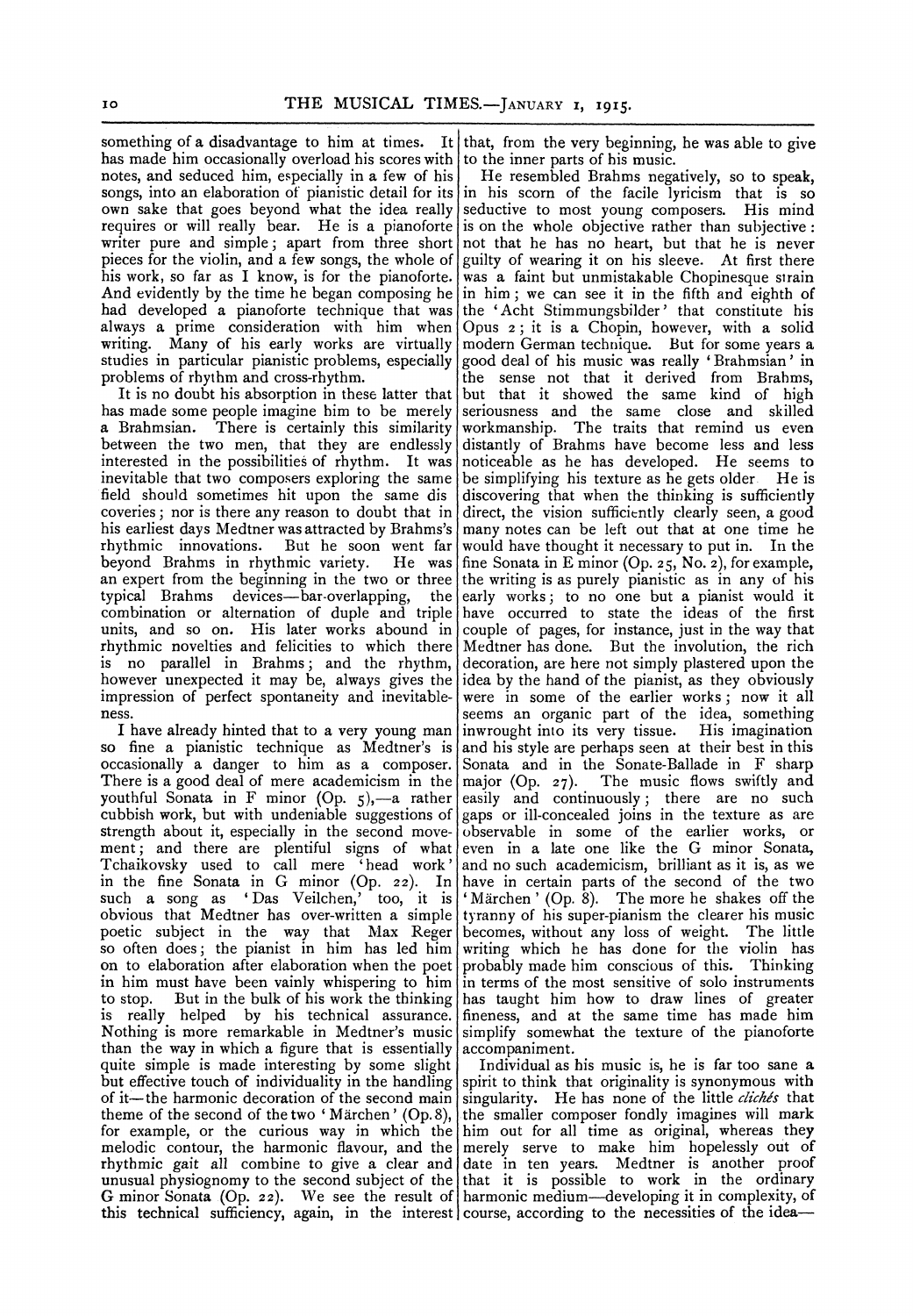something of a disadvantage to him at times. It has made him occasionally overload his scores with notes, and seduced him, especially in a few of his songs, into an elaboration of pianistic detail for its own sake that goes beyond what the idea really requires or will really bear. He is a pianoforte writer pure and simple; apart from three short pieces for the violin, and a few songs, the whole of his work, so far as I know, is for the pianoforte. And evidently by the time he began composing he had developed a pianoforte technique that was always a prime consideration with him when writing. Many of his early works are virtually studies in particular pianistic problems, especially problems of rhythm and cross-rhythm.

It is no doubt his absorption in these latter that has made some people imagine him to be merely a Brahmsian. There is certainly this similarity between the two men, that they are endlessly interested in the possibilities of rhythm. It was inevitable that two composers exploring the same field should sometimes hit upon the same discoveries; nor is there any reason to doubt that in his earliest days Medtner was attracted by Brahms's rhythmic innovations. But he soon went far beyond Brahms in rhythmic variety. He was an expert from the beginning in the two or three typical Brahms devices—bar-overlapping, the combination or alternation of duple and triple units, and so on. His later works abound in rhythmic novelties and felicities to which there is no parallel in Brahms; and the rhythm, however unexpected it may be, always gives the impression of perfect spontaneity and inevitableness.

I have already hinted that to a very young man so fine a pianistic technique as Medtner's is occasionally a danger to him as a composer. There is a good deal of mere academicism in the youthful Sonata in F minor (Op. 5),—a rather cubbish work, but with undeniable suggestions of strength about it, especially in the second movement; and there are plentiful signs of what Tchaikovsky used to call mere 'head work' in the fine Sonata in G minor (Op. 22). In such a song as 'Das Veilchen,' too, it is obvious that Medtner has over-written a simple poetic subject in the way that Max Reger so often does; the pianist in him has led him on to elaboration after elaboration when the poet in him must have been vainly whispering to him to stop. But in the bulk of his work the thinking is really helped by his technical assurance. Nothing is more remarkable in Medtner's music than the way in which a figure that is essentially quite simple is made interesting by some slight but effective touch of individuality in the handling of it—the harmonic decoration of the second main theme of the second of the two 'Märchen' (Op. 8), for example, or the curious way in which the melodic contour, the harmonic flavour, and the rhythmic gait all combine to give a clear and unusual physiognomy to the second subject of the G minor Sonata (Op. 22). We see the result of this technical sufficiency, again, in the interest that, from the very beginning, he was able to give to the inner parts of his music.

He resembled Brahms negatively, so to speak, in his scorn of the facile lyricism that is so seductive to most young composers. His mind is on the whole objective rather than subjective: not that he has no heart, but that he is never guilty of wearing it on his sleeve. At first there was a faint but unmistakable Chopinesque strain in him; we can see it in the fifth and eighth of the 'Acht Stimmungsbilder' that constitute his Opus 2; it is a Chopin, however, with a solid modern German technique. But for some years a good deal of his music was really 'Brahmsian' in the sense not that it derived from Brahms, but that it showed the same kind of high seriousness and the same close and skilled workmanship. The traits that remind us even distantly of Brahms have become less and less noticeable as he has developed. He seems to be simplifying his texture as he gets older. He is discovering that when the thinking is sufficiently direct, the vision sufficiently clearly seen, a good many notes can be left out that at one time he would have thought it necessary to put in. In the fine Sonata in E minor (Op. 25, No. 2), for example, the writing is as purely pianistic as in any of his early works; to no one but a pianist would it have occurred to state the ideas of the first couple of pages, for instance, just in the way that Medtner has done. But the involution, the rich decoration, are here not simply plastered upon the idea by the hand of the pianist, as they obviously were in some of the earlier works; now it all seems an organic part of the idea, something inwrought into its very tissue. His imagination and his style are perhaps seen at their best in this Sonata and in the Sonate-Ballade in F sharp major (Op. 27). The music flows swiftly and easily and continuously; there are no such gaps or ill-concealed joins in the texture as are observable in some of the earlier works, or even in a late one like the G minor Sonata, and no such academicism, brilliant as it is, as we have in certain parts of the second of the two 'Märchen' (Op. 8). The more he shakes off the tyranny of his super-pianism the clearer his music becomes, without any loss of weight. The little writing which he has done for the violin has probably made him conscious of this. Thinking in terms of the most sensitive of solo instruments has taught him how to draw lines of greater fineness, and at the same time has made him simplify somewhat the texture of the pianoforte accompaniment.

Individual as his music is, he is far too sane a spirit to think that originality is synonymous with singularity. He has none of the little *clichés* that the smaller composer fondly imagines will mark him out for all time as original, whereas they merely serve to make him hopelessly out of date in ten years. Medtner is another proof that it is possible to work in the ordinary harmonic medium—developing it in complexity, of course, according to the necessities of the idea—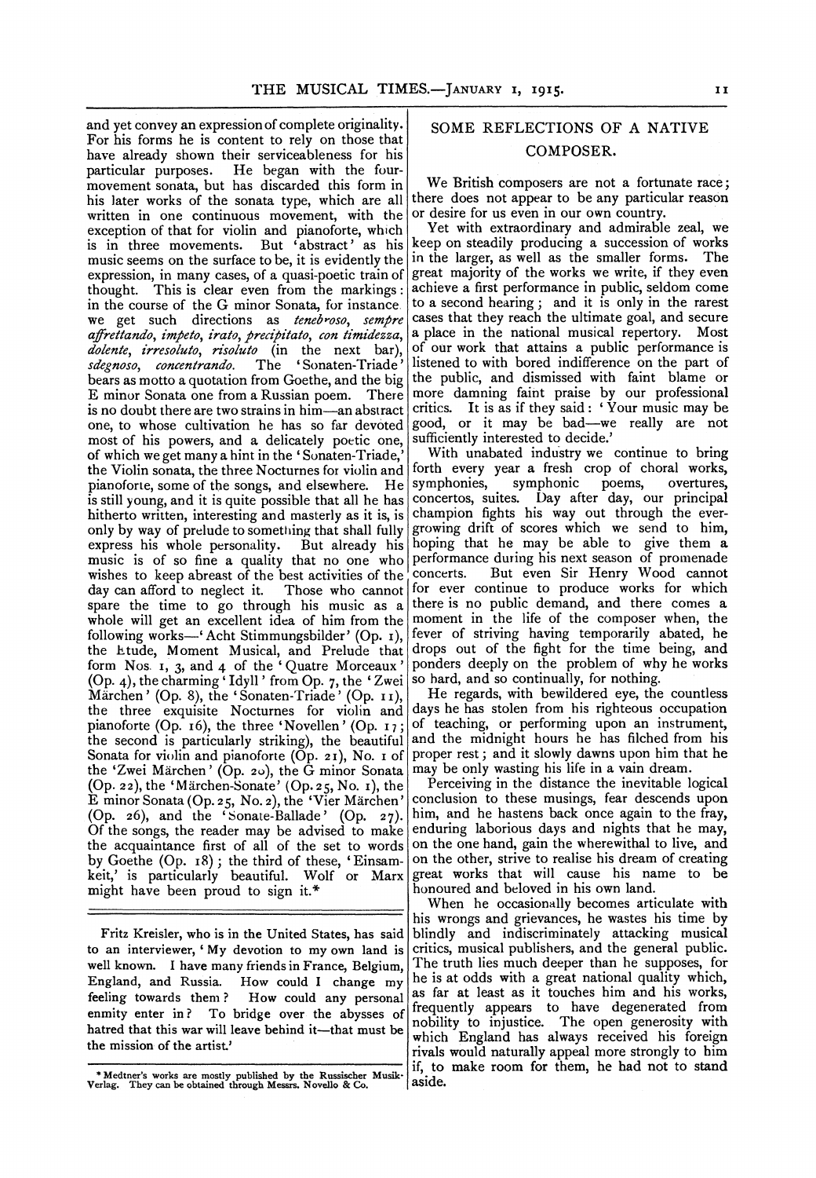and yet convey an expression of complete originality. For his forms he is content to rely on those that have already shown their serviceableness for his particular purposes. He began with the four-movement sonata, but has discarded this form in his later works of the sonata type, which are all written in one continuous movement, with the exception of that for violin and pianoforte, which is in three movements. But 'abstract' as his music seems on the surface to be, it is evidently the expression, in many cases, of a quasi-poetic train of thought. This is clear even from the markings: in the course of the G minor Sonata, for instance we get such directions as *tenebroso*, *sempre affrettando*, *impeto*, *irato*, *precipitato*, *con timidezza*, *dolente*, *irresoluto*, *risoluto* (in the next bar), *sdegnoso*, *concentrando*. The 'Sonaten-Triade' bears as motto a quotation from Goethe, and the big E minor Sonata one from a Russian poem. There is no doubt there are two strains in him—an abstract one, to whose cultivation he has so far devoted most of his powers, and a delicately poetic one, of which we get many a hint in the 'Sonaten-Triade,' the Violin sonata, the three Nocturnes for violin and pianoforte, some of the songs, and elsewhere. He is still young, and it is quite possible that all he has hitherto written, interesting and masterly as it is, is only by way of prelude to something that shall fully express his whole personality. But already his music is of so fine a quality that no one who wishes to keep abreast of the best activities of the day can afford to neglect it. Those who cannot spare the time to go through his music as a whole will get an excellent idea of him from the following works—'Acht Stimmungsbilder' (Op. 1), the Etude, Moment Musical, and Prelude that form Nos. 1, 3, and 4 of the 'Quatre Morceaux' (Op. 4), the charming 'Idyll' from Op. 7, the 'Zwei Märchen' (Op. 8), the 'Sonaten-Triade' (Op. 11), the three exquisite Nocturnes for violin and pianoforte (Op. 16), the three 'Novellen' (Op. 17; the second is particularly striking), the beautiful Sonata for violin and pianoforte (Op. 21), No. 1 of the 'Zwei Märchen' (Op. 20), the G minor Sonata (Op. 22), the 'Märchen-Sonate' (Op. 25, No. 1), the E minor Sonata (Op. 25, No. 2), the 'Vier Märchen' (Op. 26), and the 'Sonate-Ballade' (Op. 27). Of the songs, the reader may be advised to make the acquaintance first of all of the set to words by Goethe (Op. 18); the third of these, 'Einsamkeit,' is particularly beautiful. Wolf or Marx might have been proud to sign it.*

\* Medtner's works are mostly published by the Russischer Musik-Verlag. They can be obtained through Messrs. Novello & Co.

---

Fritz Kreisler, who is in the United States, has said to an interviewer, 'My devotion to my own land is well known. I have many friends in France, Belgium, England, and Russia. How could I change my feeling towards them? How could any personal enmity enter in? To bridge over the abysses of hatred that this war will leave behind it—that must be the mission of the artist.'

---

## SOME REFLECTIONS OF A NATIVE COMPOSER.

We British composers are not a fortunate race; there does not appear to be any particular reason or desire for us even in our own country.

Yet with extraordinary and admirable zeal, we keep on steadily producing a succession of works in the larger, as well as the smaller forms. The great majority of the works we write, if they even achieve a first performance in public, seldom come to a second hearing; and it is only in the rarest cases that they reach the ultimate goal, and secure a place in the national musical repertory. Most of our work that attains a public performance is listened to with bored indifference on the part of the public, and dismissed with faint blame or more damning faint praise by our professional critics. It is as if they said: 'Your music may be good, or it may be bad—we really are not sufficiently interested to decide.'

With unabated industry we continue to bring forth every year a fresh crop of choral works, symphonies, symphonic poems, overtures, concertos, suites. Day after day, our principal champion fights his way out through the ever-growing drift of scores which we send to him, hoping that he may be able to give them a performance during his next season of promenade concerts. But even Sir Henry Wood cannot for ever continue to produce works for which there is no public demand, and there comes a moment in the life of the composer when, the fever of striving having temporarily abated, he drops out of the fight for the time being, and ponders deeply on the problem of why he works so hard, and so continually, for nothing.

He regards, with bewildered eye, the countless days he has stolen from his righteous occupation of teaching, or performing upon an instrument, and the midnight hours he has filched from his proper rest; and it slowly dawns upon him that he may be only wasting his life in a vain dream.

Perceiving in the distance the inevitable logical conclusion to these musings, fear descends upon him, and he hastens back once again to the fray, enduring laborious days and nights that he may, on the one hand, gain the wherewithal to live, and on the other, strive to realise his dream of creating great works that will cause his name to be honoured and beloved in his own land.

When he occasionally becomes articulate with his wrongs and grievances, he wastes his time by blindly and indiscriminately attacking musical critics, musical publishers, and the general public. The truth lies much deeper than he supposes, for he is at odds with a great national quality which, as far at least as it touches him and his works, frequently appears to have degenerated from nobility to injustice. The open generosity with which England has always received his foreign rivals would naturally appeal more strongly to him if, to make room for them, he had not to stand aside.